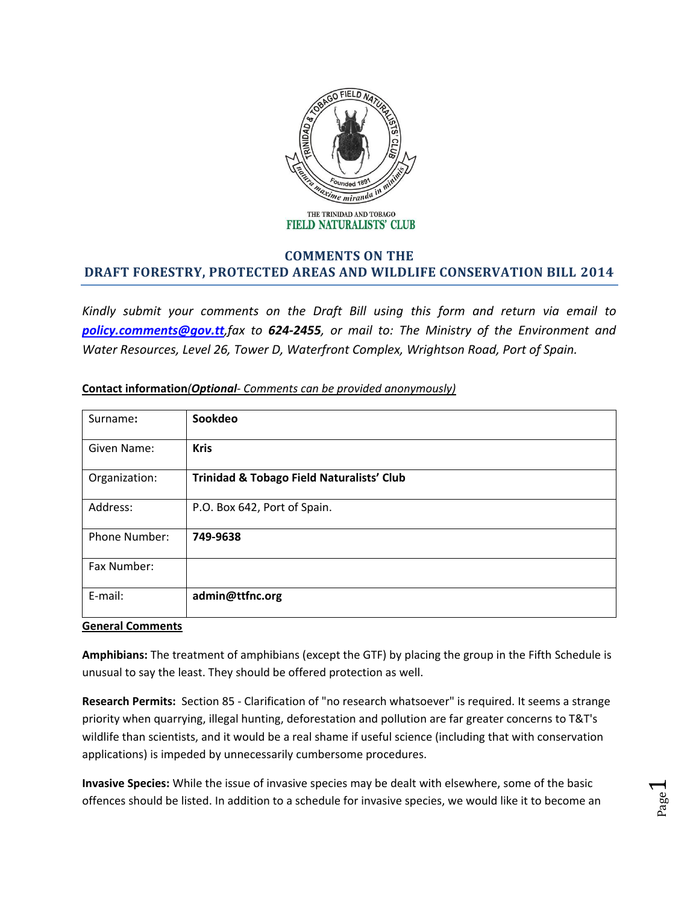THE TRINIDAD AND TOBAGO
FIELD NATURALISTS' CLUB

# COMMENTS ON THE DRAFT FORESTRY, PROTECTED AREAS AND WILDLIFE CONSERVATION BILL 2014

*Kindly submit your comments on the Draft Bill using this form and return via email to **policy.comments@gov.tt**,fax to **624-2455**, or mail to: The Ministry of the Environment and Water Resources, Level 26, Tower D, Waterfront Complex, Wrightson Road, Port of Spain.*

**Contact information***(**Optional**- Comments can be provided anonymously)*

| | |
|---|---|
| Surname**:** | **Sookdeo** |
| Given Name: | **Kris** |
| Organization: | **Trinidad & Tobago Field Naturalists' Club** |
| Address: | P.O. Box 642, Port of Spain. |
| Phone Number: | **749-9638** |
| Fax Number: | |
| E-mail: | **admin@ttfnc.org** |

**General Comments**

**Amphibians:** The treatment of amphibians (except the GTF) by placing the group in the Fifth Schedule is unusual to say the least. They should be offered protection as well.

**Research Permits:** Section 85 - Clarification of "no research whatsoever" is required. It seems a strange priority when quarrying, illegal hunting, deforestation and pollution are far greater concerns to T&T's wildlife than scientists, and it would be a real shame if useful science (including that with conservation applications) is impeded by unnecessarily cumbersome procedures.

**Invasive Species:** While the issue of invasive species may be dealt with elsewhere, some of the basic offences should be listed. In addition to a schedule for invasive species, we would like it to become an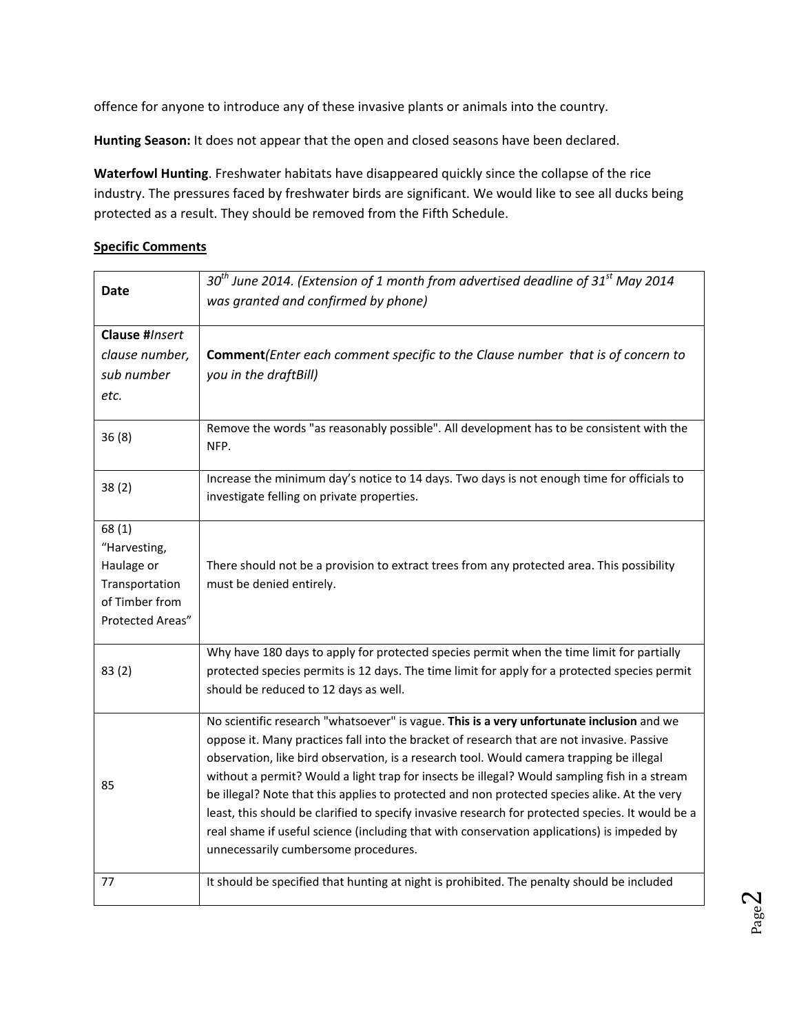offence for anyone to introduce any of these invasive plants or animals into the country.

**Hunting Season:** It does not appear that the open and closed seasons have been declared.

**Waterfowl Hunting**. Freshwater habitats have disappeared quickly since the collapse of the rice industry. The pressures faced by freshwater birds are significant. We would like to see all ducks being protected as a result. They should be removed from the Fifth Schedule.

**Specific Comments**

| **Date** | *30th June 2014. (Extension of 1 month from advertised deadline of 31st May 2014 was granted and confirmed by phone)* |
|---|---|
| **Clause #***Insert clause number, sub number etc.* | **Comment***(Enter each comment specific to the Clause number that is of concern to you in the draftBill)* |
| 36 (8) | Remove the words "as reasonably possible". All development has to be consistent with the NFP. |
| 38 (2) | Increase the minimum day's notice to 14 days. Two days is not enough time for officials to investigate felling on private properties. |
| 68 (1) "Harvesting, Haulage or Transportation of Timber from Protected Areas" | There should not be a provision to extract trees from any protected area. This possibility must be denied entirely. |
| 83 (2) | Why have 180 days to apply for protected species permit when the time limit for partially protected species permits is 12 days. The time limit for apply for a protected species permit should be reduced to 12 days as well. |
| 85 | No scientific research "whatsoever" is vague. **This is a very unfortunate inclusion** and we oppose it. Many practices fall into the bracket of research that are not invasive. Passive observation, like bird observation, is a research tool. Would camera trapping be illegal without a permit? Would a light trap for insects be illegal? Would sampling fish in a stream be illegal? Note that this applies to protected and non protected species alike. At the very least, this should be clarified to specify invasive research for protected species. It would be a real shame if useful science (including that with conservation applications) is impeded by unnecessarily cumbersome procedures. |
| 77 | It should be specified that hunting at night is prohibited. The penalty should be included |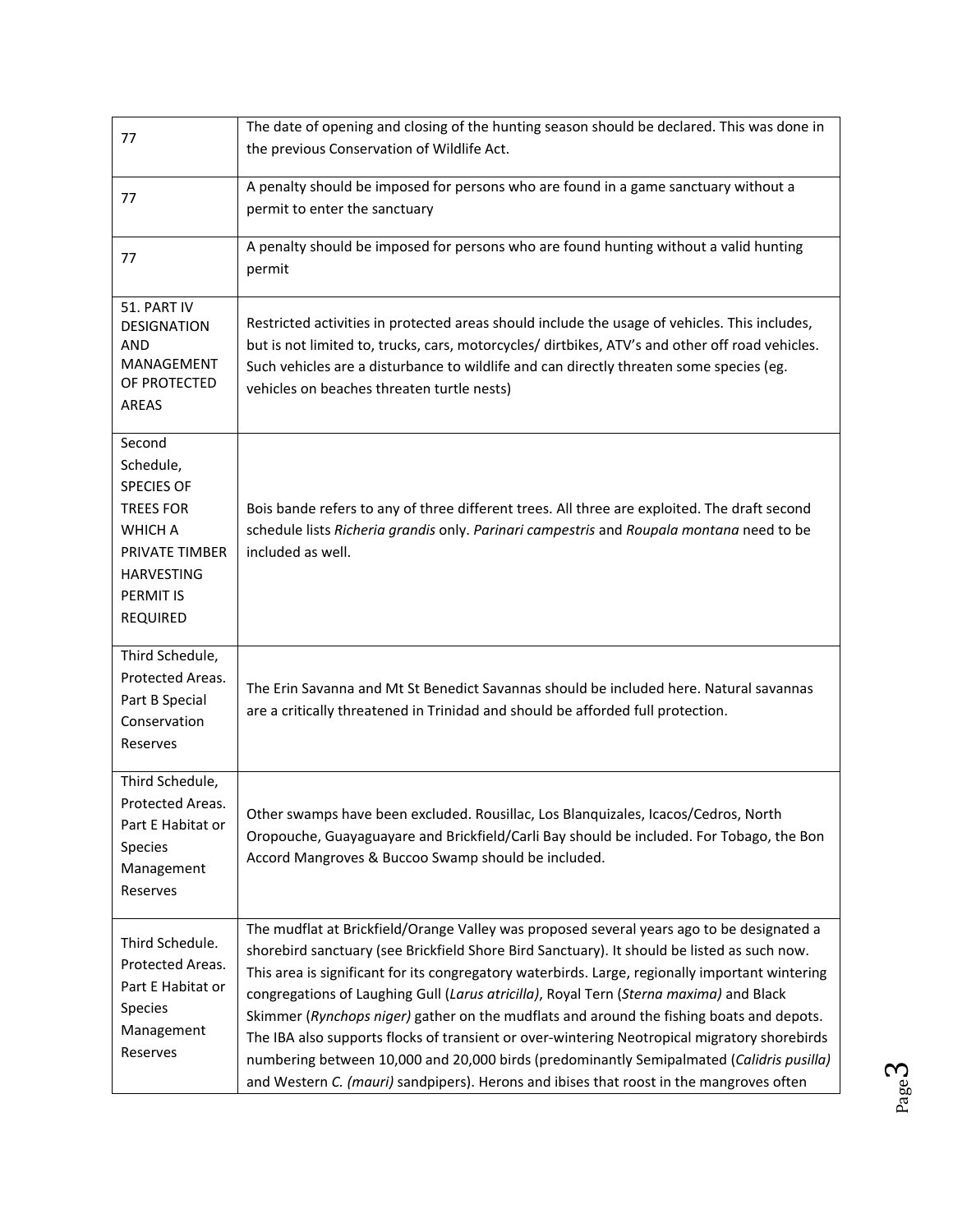| | |
|---|---|
| 77 | The date of opening and closing of the hunting season should be declared. This was done in the previous Conservation of Wildlife Act. |
| 77 | A penalty should be imposed for persons who are found in a game sanctuary without a permit to enter the sanctuary |
| 77 | A penalty should be imposed for persons who are found hunting without a valid hunting permit |
| 51. PART IV DESIGNATION AND MANAGEMENT OF PROTECTED AREAS | Restricted activities in protected areas should include the usage of vehicles. This includes, but is not limited to, trucks, cars, motorcycles/ dirtbikes, ATV's and other off road vehicles. Such vehicles are a disturbance to wildlife and can directly threaten some species (eg. vehicles on beaches threaten turtle nests) |
| Second Schedule, SPECIES OF TREES FOR WHICH A PRIVATE TIMBER HARVESTING PERMIT IS REQUIRED | Bois bande refers to any of three different trees. All three are exploited. The draft second schedule lists *Richeria grandis* only. *Parinari campestris* and *Roupala montana* need to be included as well. |
| Third Schedule, Protected Areas. Part B Special Conservation Reserves | The Erin Savanna and Mt St Benedict Savannas should be included here. Natural savannas are a critically threatened in Trinidad and should be afforded full protection. |
| Third Schedule, Protected Areas. Part E Habitat or Species Management Reserves | Other swamps have been excluded. Rousillac, Los Blanquizales, Icacos/Cedros, North Oropouche, Guayaguayare and Brickfield/Carli Bay should be included. For Tobago, the Bon Accord Mangroves & Buccoo Swamp should be included. |
| Third Schedule. Protected Areas. Part E Habitat or Species Management Reserves | The mudflat at Brickfield/Orange Valley was proposed several years ago to be designated a shorebird sanctuary (see Brickfield Shore Bird Sanctuary). It should be listed as such now. This area is significant for its congregatory waterbirds. Large, regionally important wintering congregations of Laughing Gull (*Larus atricilla)*, Royal Tern (*Sterna maxima)* and Black Skimmer (*Rynchops niger)* gather on the mudflats and around the fishing boats and depots. The IBA also supports flocks of transient or over-wintering Neotropical migratory shorebirds numbering between 10,000 and 20,000 birds (predominantly Semipalmated (*Calidris pusilla)* and Western *C. (mauri)* sandpipers). Herons and ibises that roost in the mangroves often |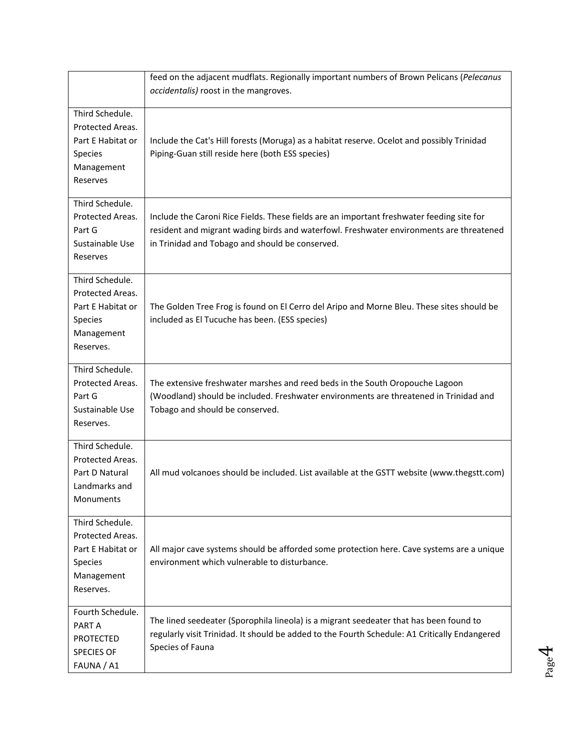| | |
|---|---|
| | feed on the adjacent mudflats. Regionally important numbers of Brown Pelicans (*Pelecanus occidentalis)* roost in the mangroves. |
| Third Schedule. Protected Areas. Part E Habitat or Species Management Reserves | Include the Cat's Hill forests (Moruga) as a habitat reserve. Ocelot and possibly Trinidad Piping-Guan still reside here (both ESS species) |
| Third Schedule. Protected Areas. Part G Sustainable Use Reserves | Include the Caroni Rice Fields. These fields are an important freshwater feeding site for resident and migrant wading birds and waterfowl. Freshwater environments are threatened in Trinidad and Tobago and should be conserved. |
| Third Schedule. Protected Areas. Part E Habitat or Species Management Reserves. | The Golden Tree Frog is found on El Cerro del Aripo and Morne Bleu. These sites should be included as El Tucuche has been. (ESS species) |
| Third Schedule. Protected Areas. Part G Sustainable Use Reserves. | The extensive freshwater marshes and reed beds in the South Oropouche Lagoon (Woodland) should be included. Freshwater environments are threatened in Trinidad and Tobago and should be conserved. |
| Third Schedule. Protected Areas. Part D Natural Landmarks and Monuments | All mud volcanoes should be included. List available at the GSTT website (www.thegstt.com) |
| Third Schedule. Protected Areas. Part E Habitat or Species Management Reserves. | All major cave systems should be afforded some protection here. Cave systems are a unique environment which vulnerable to disturbance. |
| Fourth Schedule. PART A PROTECTED SPECIES OF FAUNA / A1 | The lined seedeater (Sporophila lineola) is a migrant seedeater that has been found to regularly visit Trinidad. It should be added to the Fourth Schedule: A1 Critically Endangered Species of Fauna |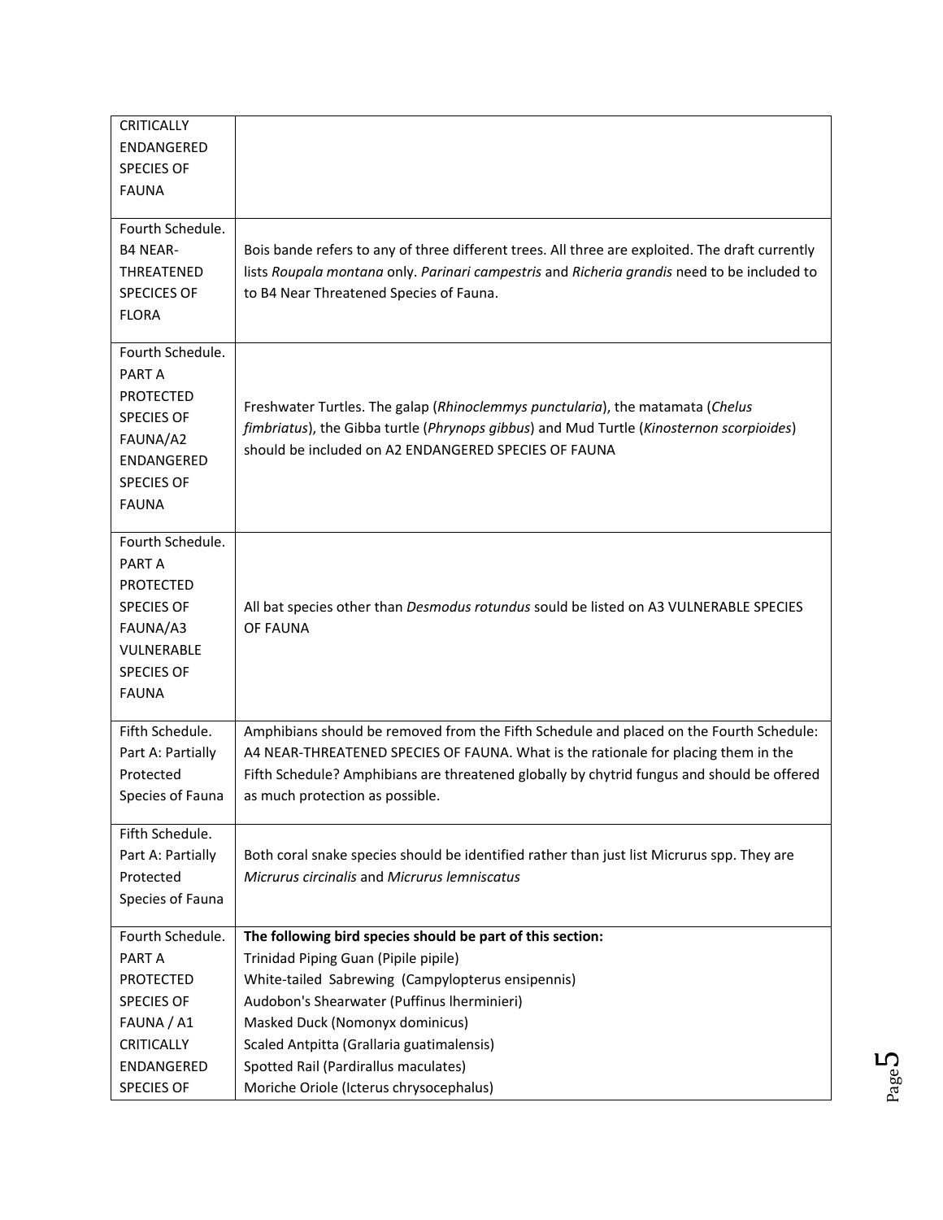| | |
|---|---|
| CRITICALLY ENDANGERED SPECIES OF FAUNA | |
| Fourth Schedule. B4 NEAR-THREATENED SPECIES OF FLORA | Bois bande refers to any of three different trees. All three are exploited. The draft currently lists *Roupala montana* only. *Parinari campestris* and *Richeria grandis* need to be included to to B4 Near Threatened Species of Fauna. |
| Fourth Schedule. PART A PROTECTED SPECIES OF FAUNA/A2 ENDANGERED SPECIES OF FAUNA | Freshwater Turtles. The galap (*Rhinoclemmys punctularia*), the matamata (*Chelus fimbriatus*), the Gibba turtle (*Phrynops gibbus*) and Mud Turtle (*Kinosternon scorpioides*) should be included on A2 ENDANGERED SPECIES OF FAUNA |
| Fourth Schedule. PART A PROTECTED SPECIES OF FAUNA/A3 VULNERABLE SPECIES OF FAUNA | All bat species other than *Desmodus rotundus* sould be listed on A3 VULNERABLE SPECIES OF FAUNA |
| Fifth Schedule. Part A: Partially Protected Species of Fauna | Amphibians should be removed from the Fifth Schedule and placed on the Fourth Schedule: A4 NEAR-THREATENED SPECIES OF FAUNA. What is the rationale for placing them in the Fifth Schedule? Amphibians are threatened globally by chytrid fungus and should be offered as much protection as possible. |
| Fifth Schedule. Part A: Partially Protected Species of Fauna | Both coral snake species should be identified rather than just list Micrurus spp. They are *Micrurus circinalis* and *Micrurus lemniscatus* |
| Fourth Schedule. PART A PROTECTED SPECIES OF FAUNA / A1 CRITICALLY ENDANGERED SPECIES OF | **The following bird species should be part of this section:**<br>Trinidad Piping Guan (Pipile pipile)<br>White-tailed Sabrewing (Campylopterus ensipennis)<br>Audobon's Shearwater (Puffinus lherminieri)<br>Masked Duck (Nomonyx dominicus)<br>Scaled Antpitta (Grallaria guatimalensis)<br>Spotted Rail (Pardirallus maculates)<br>Moriche Oriole (Icterus chrysocephalus) |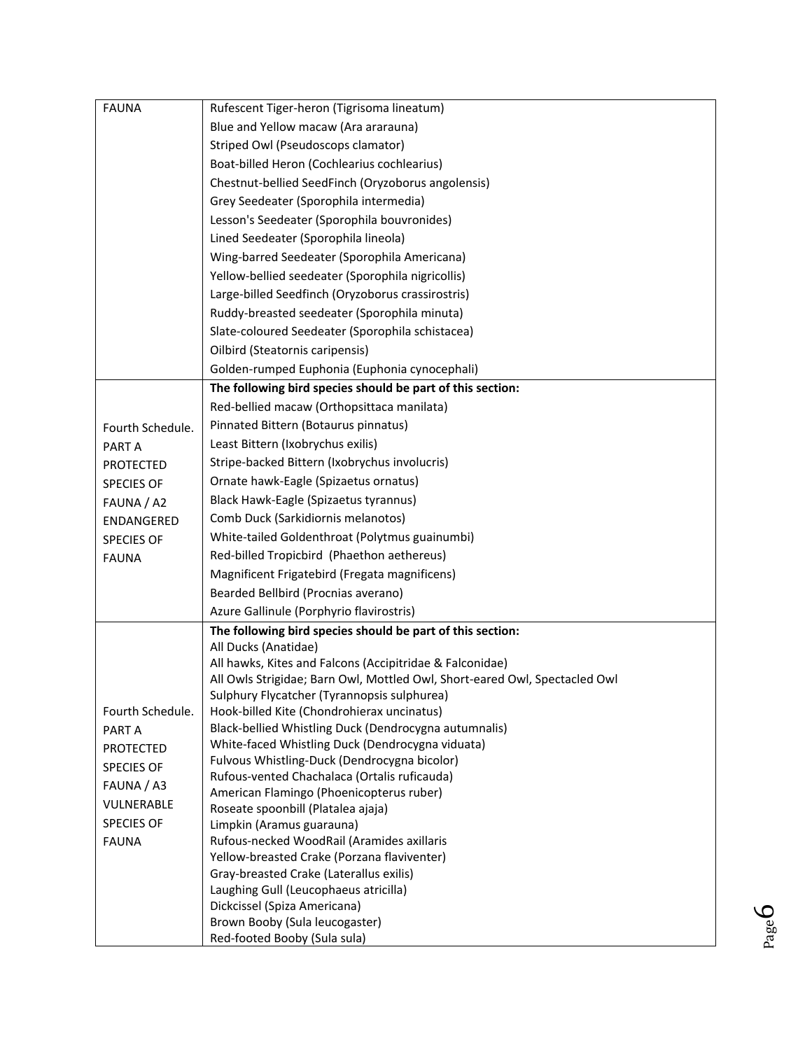| | |
|---|---|
| FAUNA | Rufescent Tiger-heron (Tigrisoma lineatum)<br>Blue and Yellow macaw (Ara ararauna)<br>Striped Owl (Pseudoscops clamator)<br>Boat-billed Heron (Cochlearius cochlearius)<br>Chestnut-bellied SeedFinch (Oryzoborus angolensis)<br>Grey Seedeater (Sporophila intermedia)<br>Lesson's Seedeater (Sporophila bouvronides)<br>Lined Seedeater (Sporophila lineola)<br>Wing-barred Seedeater (Sporophila Americana)<br>Yellow-bellied seedeater (Sporophila nigricollis)<br>Large-billed Seedfinch (Oryzoborus crassirostris)<br>Ruddy-breasted seedeater (Sporophila minuta)<br>Slate-coloured Seedeater (Sporophila schistacea)<br>Oilbird (Steatornis caripensis)<br>Golden-rumped Euphonia (Euphonia cynocephali) |
| Fourth Schedule. PART A PROTECTED SPECIES OF FAUNA / A2 ENDANGERED SPECIES OF FAUNA | **The following bird species should be part of this section:**<br>Red-bellied macaw (Orthopsittaca manilata)<br>Pinnated Bittern (Botaurus pinnatus)<br>Least Bittern (Ixobrychus exilis)<br>Stripe-backed Bittern (Ixobrychus involucris)<br>Ornate hawk-Eagle (Spizaetus ornatus)<br>Black Hawk-Eagle (Spizaetus tyrannus)<br>Comb Duck (Sarkidiornis melanotos)<br>White-tailed Goldenthroat (Polytmus guainumbi)<br>Red-billed Tropicbird (Phaethon aethereus)<br>Magnificent Frigatebird (Fregata magnificens)<br>Bearded Bellbird (Procnias averano)<br>Azure Gallinule (Porphyrio flavirostris) |
| Fourth Schedule. PART A PROTECTED SPECIES OF FAUNA / A3 VULNERABLE SPECIES OF FAUNA | **The following bird species should be part of this section:**<br>All Ducks (Anatidae)<br>All hawks, Kites and Falcons (Accipitridae & Falconidae)<br>All Owls Strigidae; Barn Owl, Mottled Owl, Short-eared Owl, Spectacled Owl<br>Sulphury Flycatcher (Tyrannopsis sulphurea)<br>Hook-billed Kite (Chondrohierax uncinatus)<br>Black-bellied Whistling Duck (Dendrocygna autumnalis)<br>White-faced Whistling Duck (Dendrocygna viduata)<br>Fulvous Whistling-Duck (Dendrocygna bicolor)<br>Rufous-vented Chachalaca (Ortalis ruficauda)<br>American Flamingo (Phoenicopterus ruber)<br>Roseate spoonbill (Platalea ajaja)<br>Limpkin (Aramus guarauna)<br>Rufous-necked WoodRail (Aramides axillaris<br>Yellow-breasted Crake (Porzana flaviventer)<br>Gray-breasted Crake (Laterallus exilis)<br>Laughing Gull (Leucophaeus atricilla)<br>Dickcissel (Spiza Americana)<br>Brown Booby (Sula leucogaster)<br>Red-footed Booby (Sula sula) |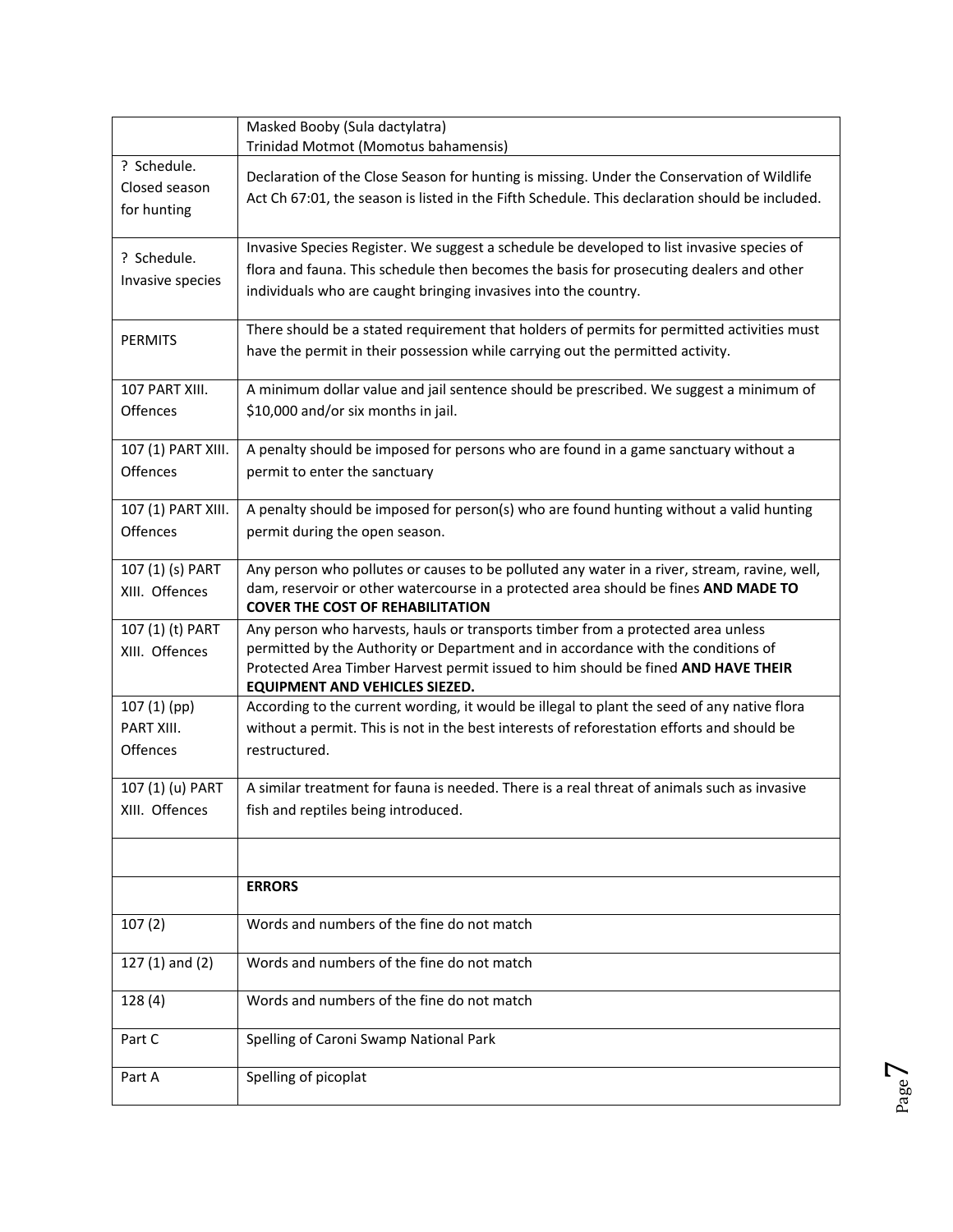| | |
|---|---|
| | Masked Booby (Sula dactylatra)<br>Trinidad Motmot (Momotus bahamensis) |
| ? Schedule. Closed season for hunting | Declaration of the Close Season for hunting is missing. Under the Conservation of Wildlife Act Ch 67:01, the season is listed in the Fifth Schedule. This declaration should be included. |
| ? Schedule. Invasive species | Invasive Species Register. We suggest a schedule be developed to list invasive species of flora and fauna. This schedule then becomes the basis for prosecuting dealers and other individuals who are caught bringing invasives into the country. |
| PERMITS | There should be a stated requirement that holders of permits for permitted activities must have the permit in their possession while carrying out the permitted activity. |
| 107 PART XIII. Offences | A minimum dollar value and jail sentence should be prescribed. We suggest a minimum of $10,000 and/or six months in jail. |
| 107 (1) PART XIII. Offences | A penalty should be imposed for persons who are found in a game sanctuary without a permit to enter the sanctuary |
| 107 (1) PART XIII. Offences | A penalty should be imposed for person(s) who are found hunting without a valid hunting permit during the open season. |
| 107 (1) (s) PART XIII. Offences | Any person who pollutes or causes to be polluted any water in a river, stream, ravine, well, dam, reservoir or other watercourse in a protected area should be fines **AND MADE TO COVER THE COST OF REHABILITATION** |
| 107 (1) (t) PART XIII. Offences | Any person who harvests, hauls or transports timber from a protected area unless permitted by the Authority or Department and in accordance with the conditions of Protected Area Timber Harvest permit issued to him should be fined **AND HAVE THEIR EQUIPMENT AND VEHICLES SIEZED.** |
| 107 (1) (pp) PART XIII. Offences | According to the current wording, it would be illegal to plant the seed of any native flora without a permit. This is not in the best interests of reforestation efforts and should be restructured. |
| 107 (1) (u) PART XIII. Offences | A similar treatment for fauna is needed. There is a real threat of animals such as invasive fish and reptiles being introduced. |
| | |
| | **ERRORS** |
| 107 (2) | Words and numbers of the fine do not match |
| 127 (1) and (2) | Words and numbers of the fine do not match |
| 128 (4) | Words and numbers of the fine do not match |
| Part C | Spelling of Caroni Swamp National Park |
| Part A | Spelling of picoplat |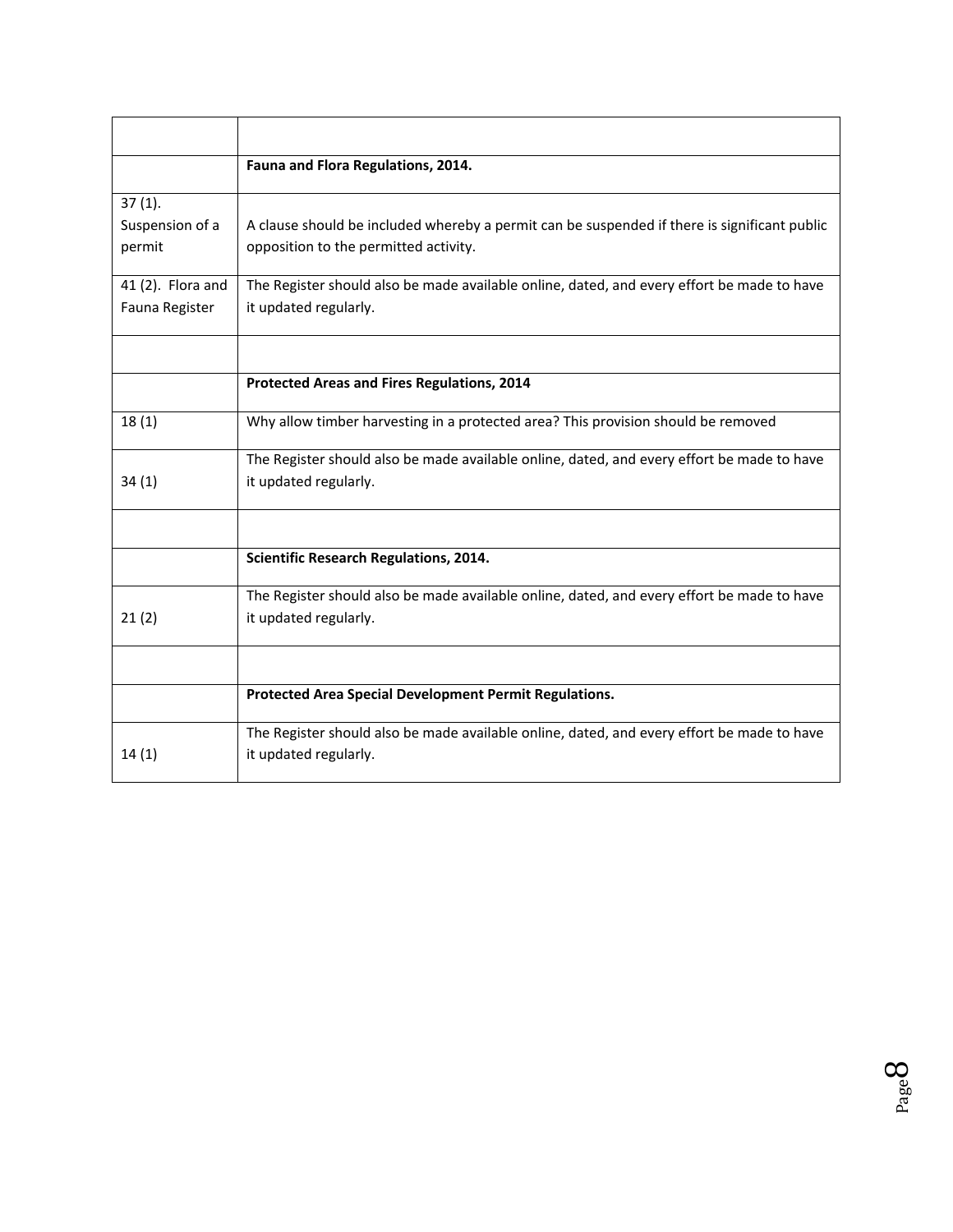| | |
|---|---|
| | |
| | **Fauna and Flora Regulations, 2014.** |
| 37 (1). Suspension of a permit | A clause should be included whereby a permit can be suspended if there is significant public opposition to the permitted activity. |
| 41 (2). Flora and Fauna Register | The Register should also be made available online, dated, and every effort be made to have it updated regularly. |
| | |
| | **Protected Areas and Fires Regulations, 2014** |
| 18 (1) | Why allow timber harvesting in a protected area? This provision should be removed |
| 34 (1) | The Register should also be made available online, dated, and every effort be made to have it updated regularly. |
| | |
| | **Scientific Research Regulations, 2014.** |
| 21 (2) | The Register should also be made available online, dated, and every effort be made to have it updated regularly. |
| | |
| | **Protected Area Special Development Permit Regulations.** |
| 14 (1) | The Register should also be made available online, dated, and every effort be made to have it updated regularly. |